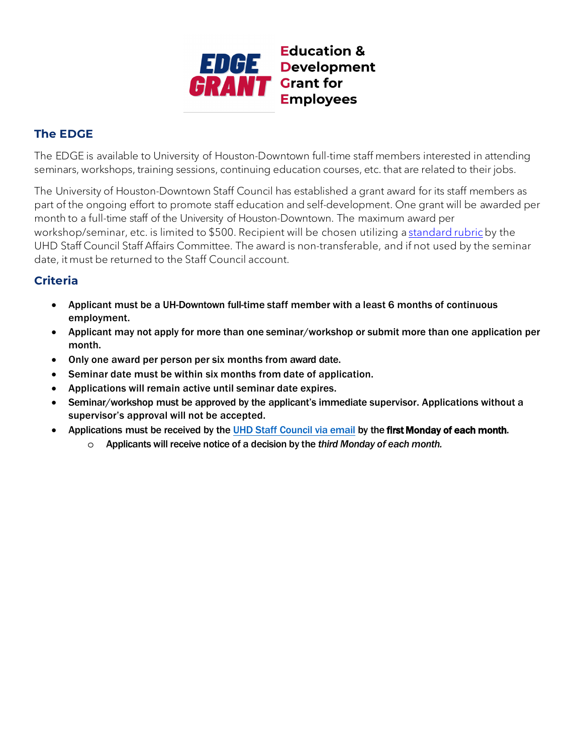EDGE GRANT

**Education & Development Grant for Employees**

## The EDGE

The EDGE is available to University of Houston-Downtown full-time staff members interested in attending seminars, workshops, training sessions, continuing education courses, etc. that are related to their jobs.

The University of Houston-Downtown Staff Council has established a grant award for its staff members as part of the ongoing effort to promote staff education and self-development. One grant will be awarded per month to a full-time staff of the University of Houston-Downtown. The maximum award per workshop/seminar, etc. is limited to $500. Recipient will be chosen utilizing a standard rubric by the UHD Staff Council Staff Affairs Committee. The award is non-transferable, and if not used by the seminar date, it must be returned to the Staff Council account.

## Criteria

- **Applicant must be a UH-Downtown full-time staff member with a least 6 months of continuous employment.**
- **Applicant may not apply for more than one seminar/workshop or submit more than one application per month.**
- **Only one award per person per six months from award date.**
- **Seminar date must be within six months from date of application.**
- **Applications will remain active until seminar date expires.**
- **Seminar/workshop must be approved by the applicant's immediate supervisor. Applications without a supervisor's approval will not be accepted.**
- **Applications must be received by the UHD Staff Council via email by the first Monday of each month.**
  - **Applicants will receive notice of a decision by the *third Monday of each month.***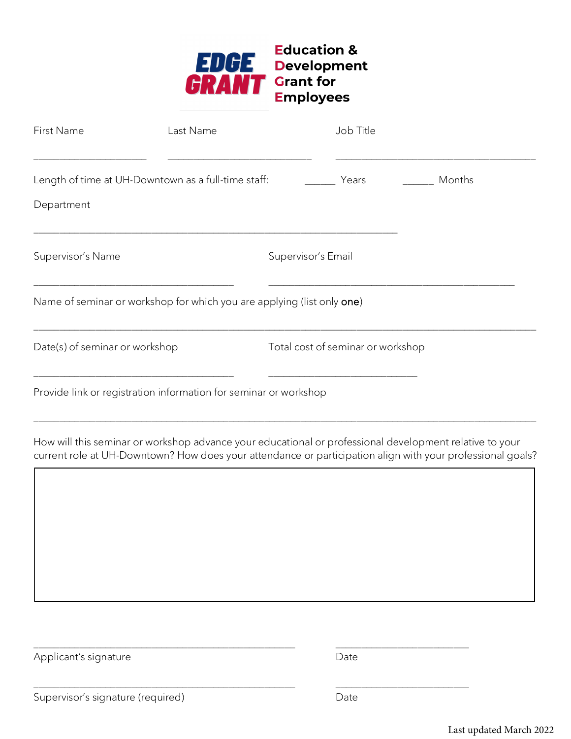# EDGE GRANT

**E**ducation & **D**evelopment **G**rant for **E**mployees

First Name ____________________ Last Name ____________________ Job Title ____________________

Length of time at UH-Downtown as a full-time staff: ______ Years ______ Months

Department

______________________________________________

Supervisor's Name ____________________ Supervisor's Email ____________________

Name of seminar or workshop for which you are applying (list only **one**)

______________________________________________

Date(s) of seminar or workshop ____________________ Total cost of seminar or workshop ____________________

Provide link or registration information for seminar or workshop

______________________________________________

How will this seminar or workshop advance your educational or professional development relative to your current role at UH-Downtown? How does your attendance or participation align with your professional goals?

______________________________________________ ____________________
Applicant's signature Date

______________________________________________ ____________________
Supervisor's signature (required) Date

Last updated March 2022